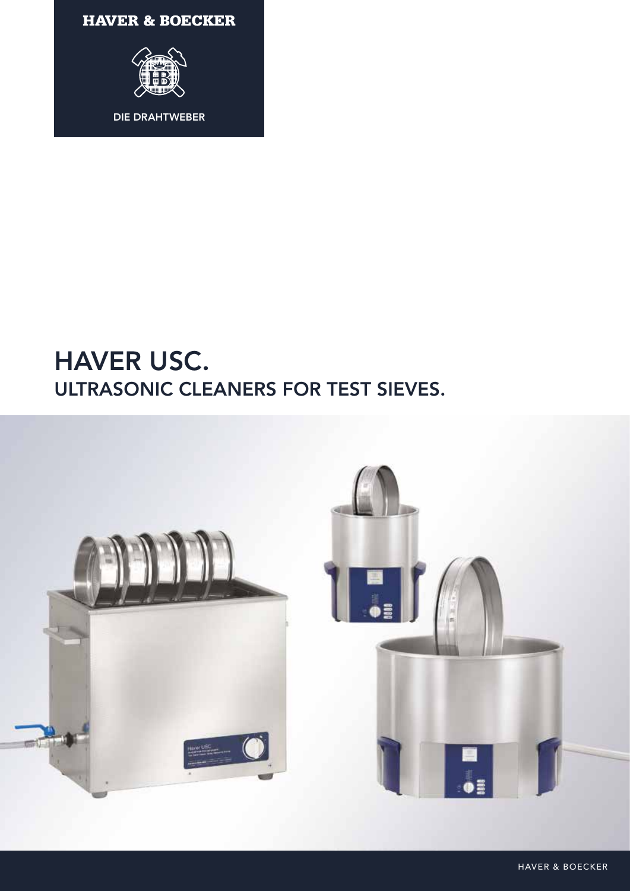HAVER & BOECKER

DIE DRAHTWEBER

# HAVER USC.

## ULTRASONIC CLEANERS FOR TEST SIEVES.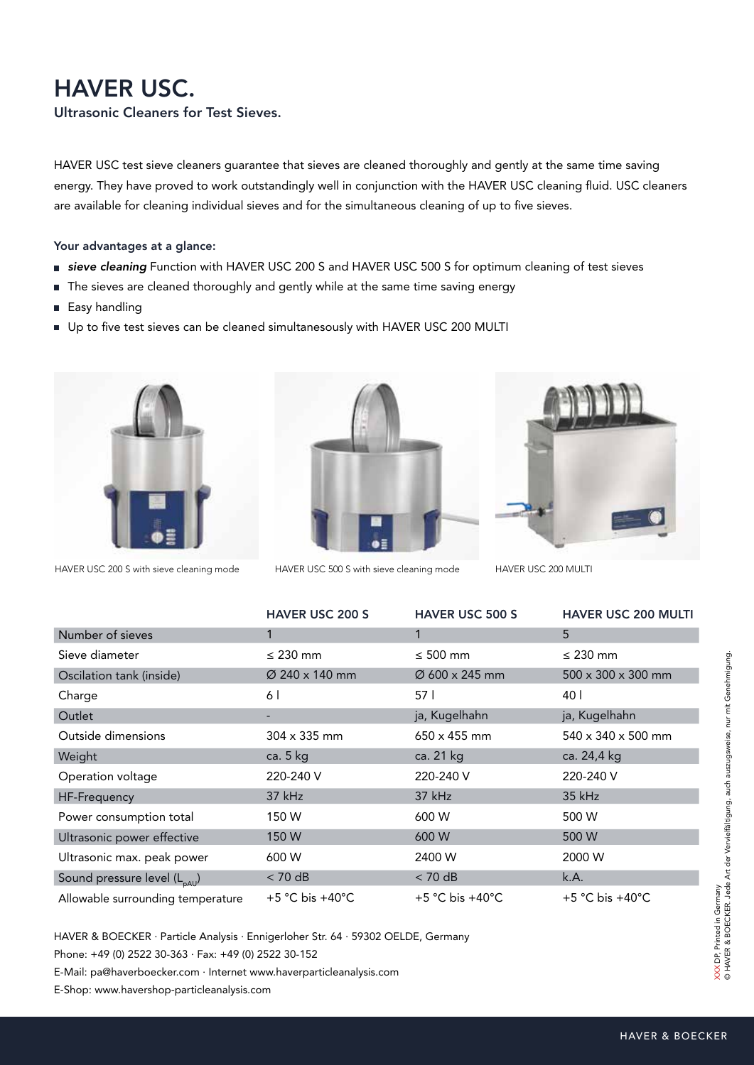# HAVER USC.

**Ultrasonic Cleaners for Test Sieves.**

HAVER USC test sieve cleaners guarantee that sieves are cleaned thoroughly and gently at the same time saving energy. They have proved to work outstandingly well in conjunction with the HAVER USC cleaning fluid. USC cleaners are available for cleaning individual sieves and for the simultaneous cleaning of up to five sieves.

**Your advantages at a glance:**

- ***sieve cleaning*** Function with HAVER USC 200 S and HAVER USC 500 S for optimum cleaning of test sieves
- The sieves are cleaned thoroughly and gently while at the same time saving energy
- Easy handling
- Up to five test sieves can be cleaned simultanesously with HAVER USC 200 MULTI

HAVER USC 200 S with sieve cleaning mode

HAVER USC 500 S with sieve cleaning mode

HAVER USC 200 MULTI

| | HAVER USC 200 S | HAVER USC 500 S | HAVER USC 200 MULTI |
|---|---|---|---|
| Number of sieves | 1 | 1 | 5 |
| Sieve diameter | ≤ 230 mm | ≤ 500 mm | ≤ 230 mm |
| Oscilation tank (inside) | Ø 240 x 140 mm | Ø 600 x 245 mm | 500 x 300 x 300 mm |
| Charge | 6 l | 57 l | 40 l |
| Outlet | - | ja, Kugelhahn | ja, Kugelhahn |
| Outside dimensions | 304 x 335 mm | 650 x 455 mm | 540 x 340 x 500 mm |
| Weight | ca. 5 kg | ca. 21 kg | ca. 24,4 kg |
| Operation voltage | 220-240 V | 220-240 V | 220-240 V |
| HF-Frequency | 37 kHz | 37 kHz | 35 kHz |
| Power consumption total | 150 W | 600 W | 500 W |
| Ultrasonic power effective | 150 W | 600 W | 500 W |
| Ultrasonic max. peak power | 600 W | 2400 W | 2000 W |
| Sound pressure level ($L_{pAU}$) | < 70 dB | < 70 dB | k.A. |
| Allowable surrounding temperature | +5 °C bis +40°C | +5 °C bis +40°C | +5 °C bis +40°C |

HAVER & BOECKER · Particle Analysis · Ennigerloher Str. 64 · 59302 OELDE, Germany
Phone: +49 (0) 2522 30-363 · Fax: +49 (0) 2522 30-152
E-Mail: pa@haverboecker.com · Internet www.haverparticleanalysis.com
E-Shop: www.havershop-particleanalysis.com

XXX DP, Printed in Germany
© HAVER & BOECKER. Jede Art der Vervielfältigung, auch auszugsweise, nur mit Genehmigung.

HAVER & BOECKER